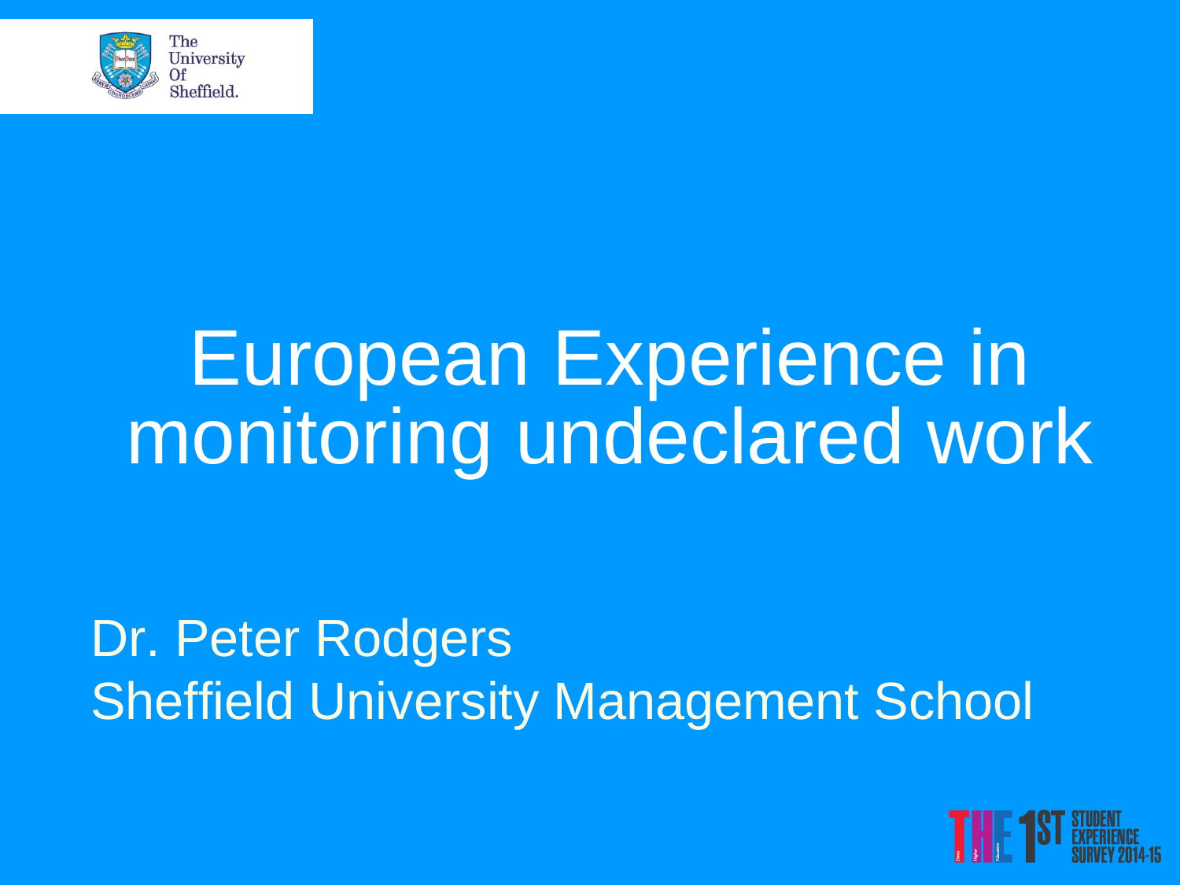# European Experience in monitoring undeclared work

Dr. Peter Rodgers
Sheffield University Management School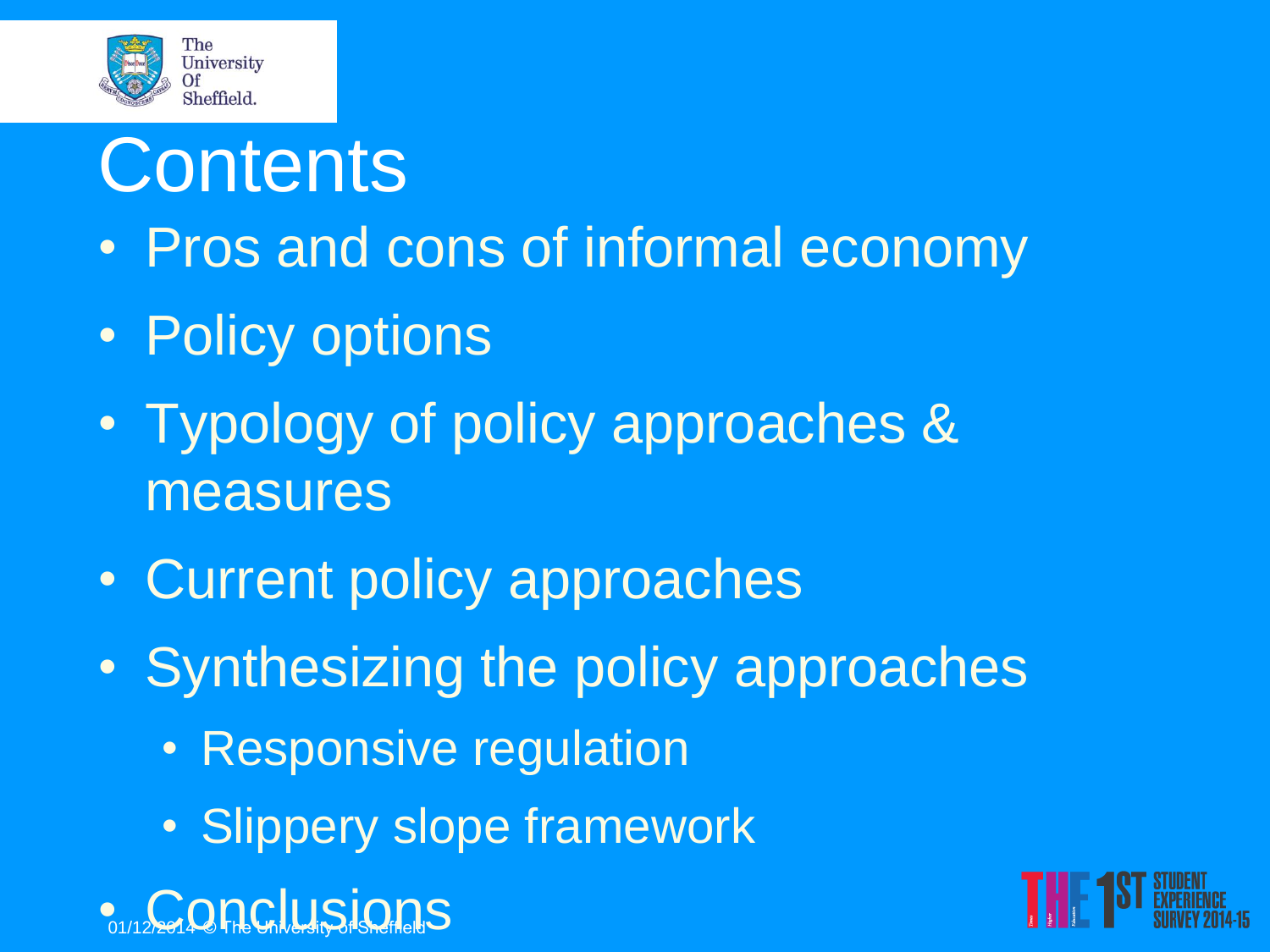# Contents

- Pros and cons of informal economy
- Policy options
- Typology of policy approaches & measures
- Current policy approaches
- Synthesizing the policy approaches
  - Responsive regulation
  - Slippery slope framework
- Conclusions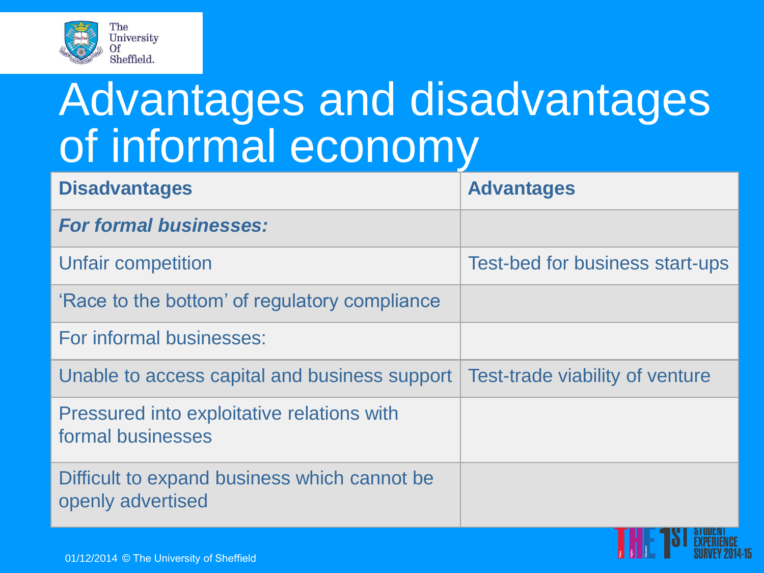# Advantages and disadvantages of informal economy

| Disadvantages | Advantages |
|---|---|
| ***For formal businesses:*** | |
| Unfair competition | Test-bed for business start-ups |
| 'Race to the bottom' of regulatory compliance | |
| For informal businesses: | |
| Unable to access capital and business support | Test-trade viability of venture |
| Pressured into exploitative relations with formal businesses | |
| Difficult to expand business which cannot be openly advertised | |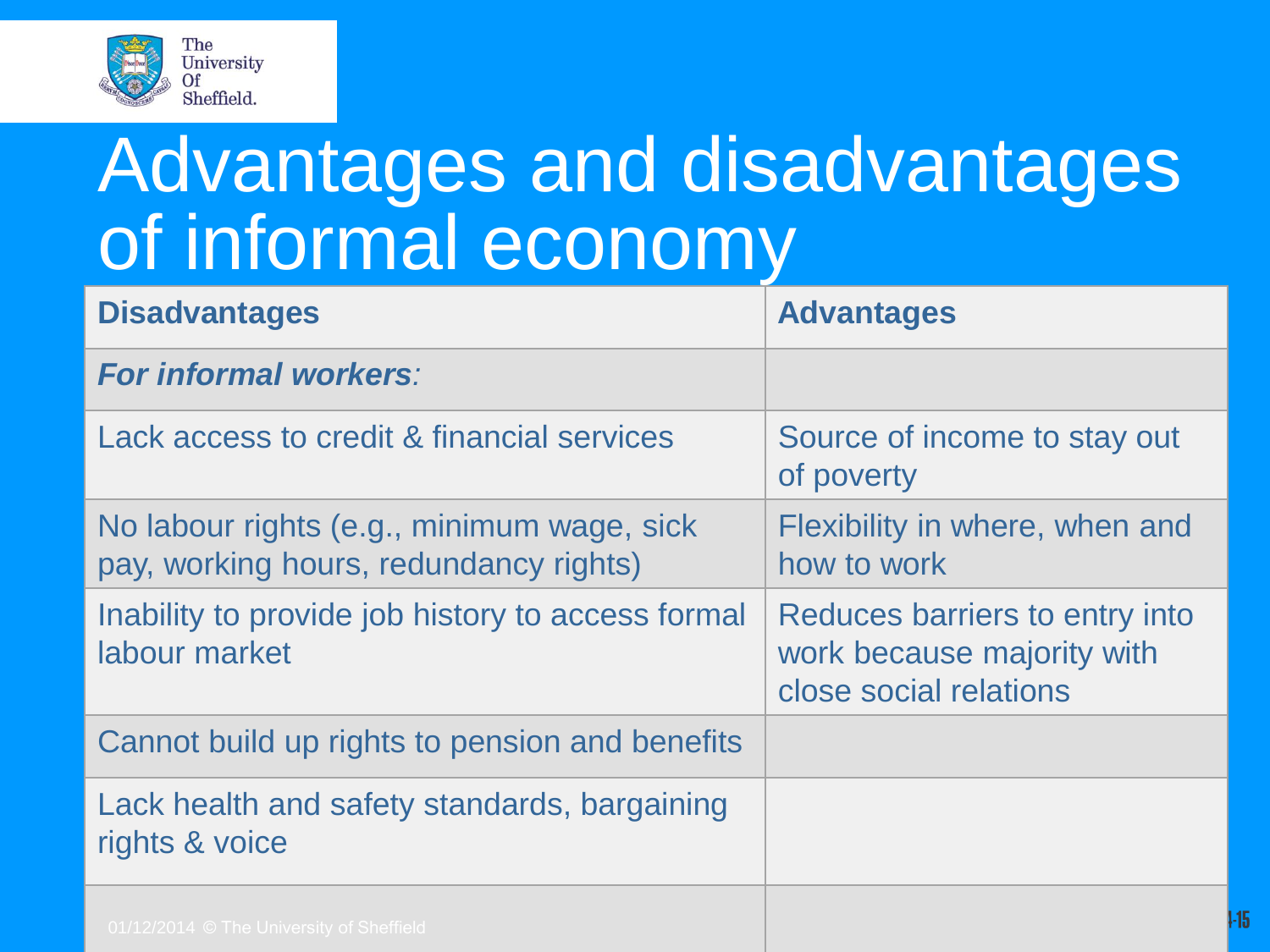# Advantages and disadvantages of informal economy

| Disadvantages | Advantages |
| --- | --- |
| ***For informal workers**:* | |
| Lack access to credit & financial services | Source of income to stay out of poverty |
| No labour rights (e.g., minimum wage, sick pay, working hours, redundancy rights) | Flexibility in where, when and how to work |
| Inability to provide job history to access formal labour market | Reduces barriers to entry into work because majority with close social relations |
| Cannot build up rights to pension and benefits | |
| Lack health and safety standards, bargaining rights & voice | |
| | |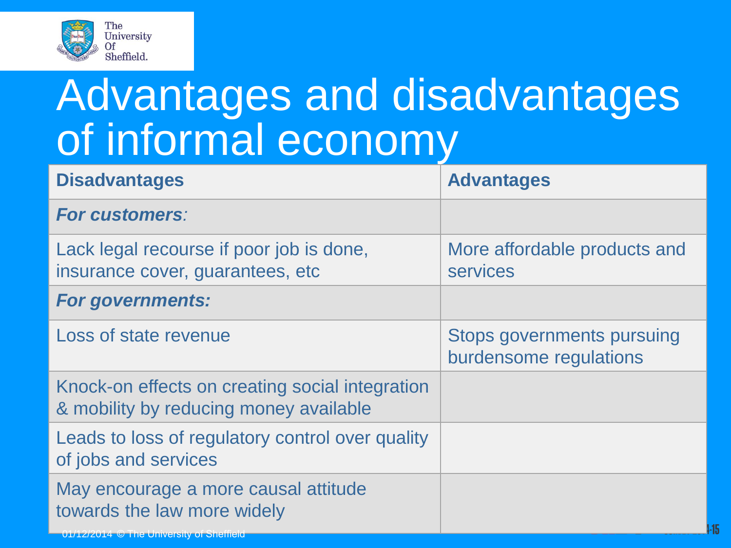# Advantages and disadvantages of informal economy

| Disadvantages | Advantages |
|---|---|
| ***For customers**:* | |
| Lack legal recourse if poor job is done, insurance cover, guarantees, etc | More affordable products and services |
| ***For governments:*** | |
| Loss of state revenue | Stops governments pursuing burdensome regulations |
| Knock-on effects on creating social integration & mobility by reducing money available | |
| Leads to loss of regulatory control over quality of jobs and services | |
| May encourage a more causal attitude towards the law more widely | |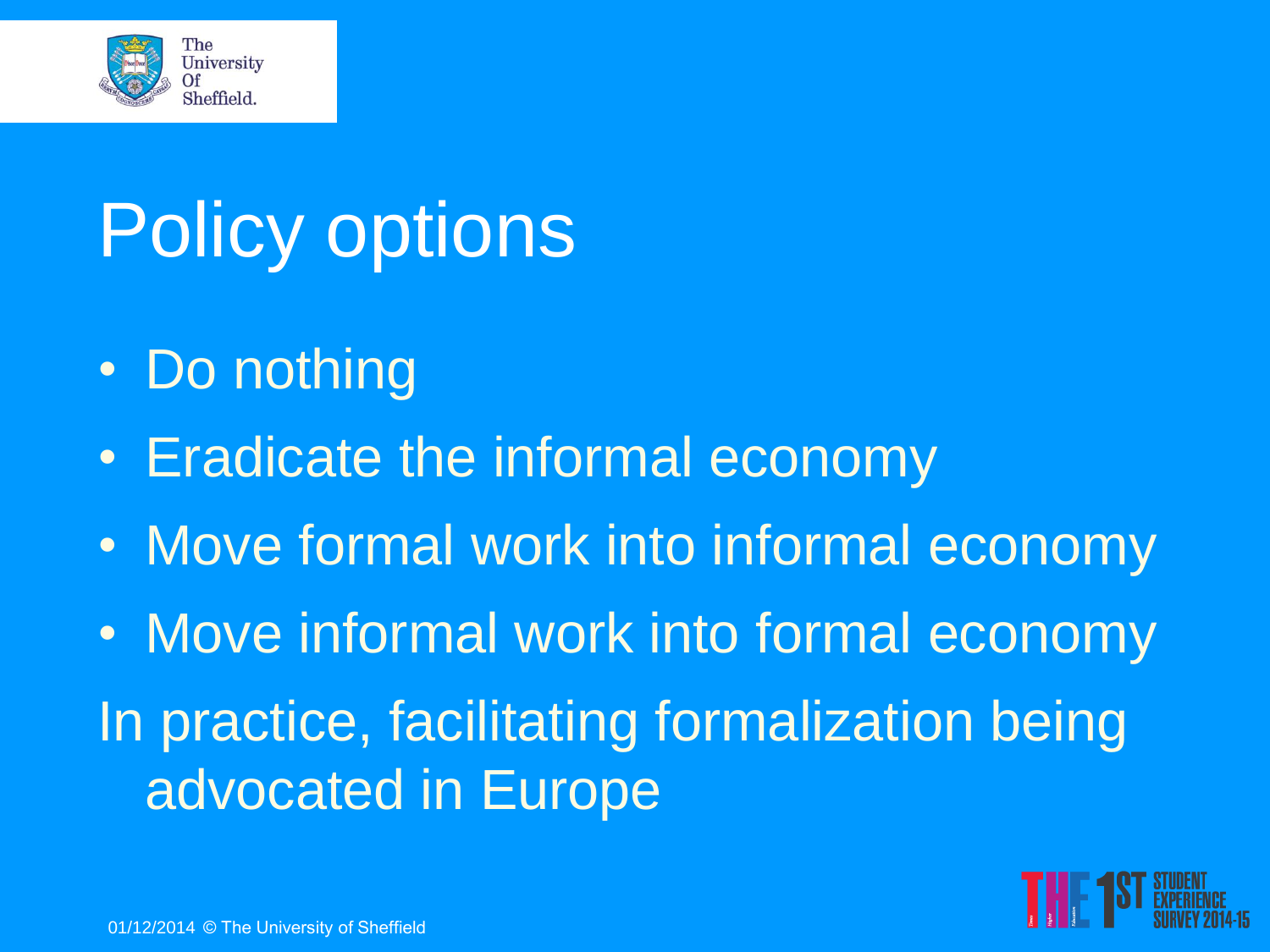# Policy options

- Do nothing
- Eradicate the informal economy
- Move formal work into informal economy
- Move informal work into formal economy

In practice, facilitating formalization being advocated in Europe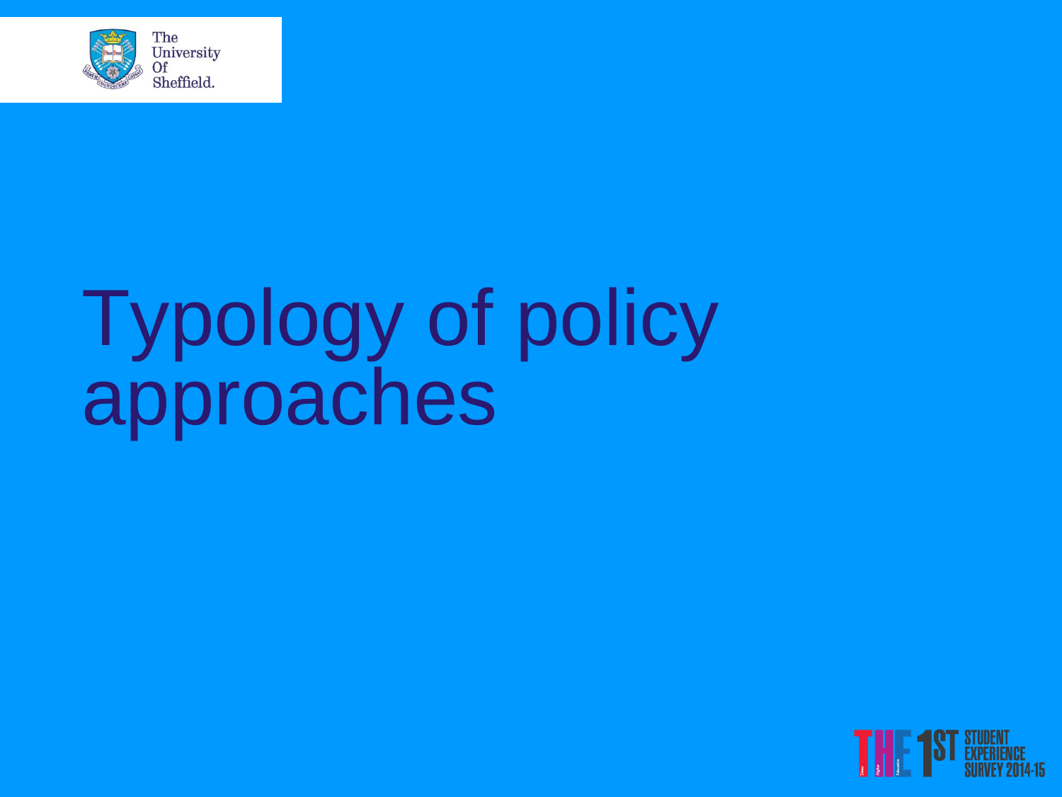# Typology of policy approaches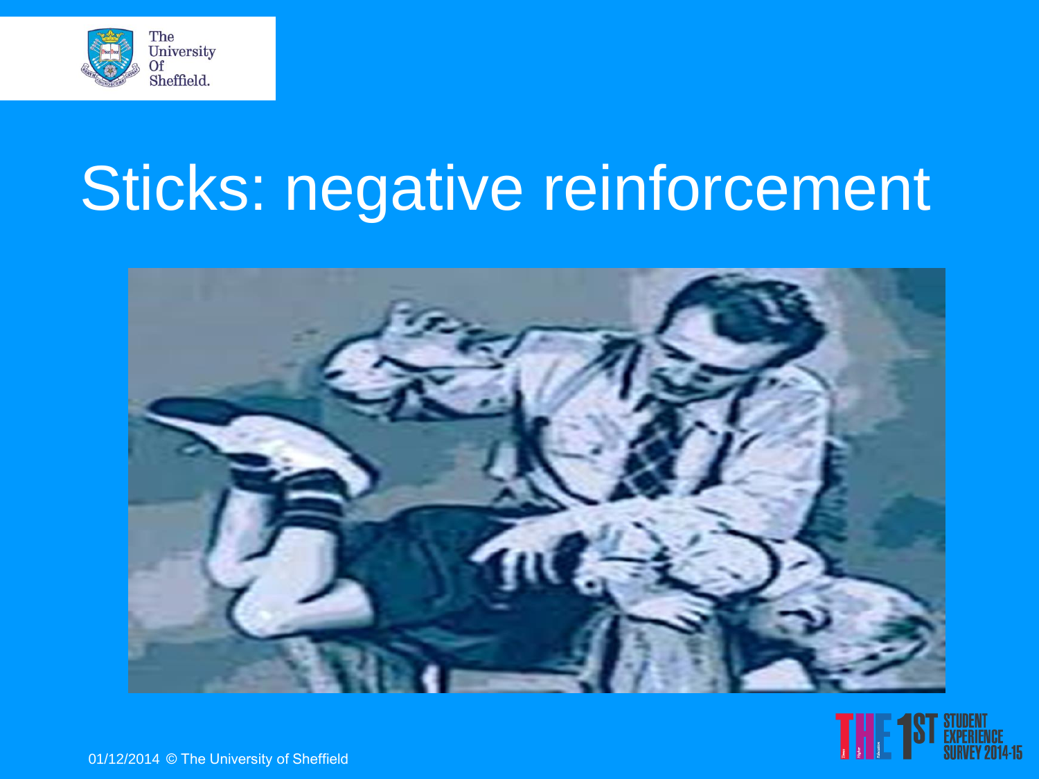# Sticks: negative reinforcement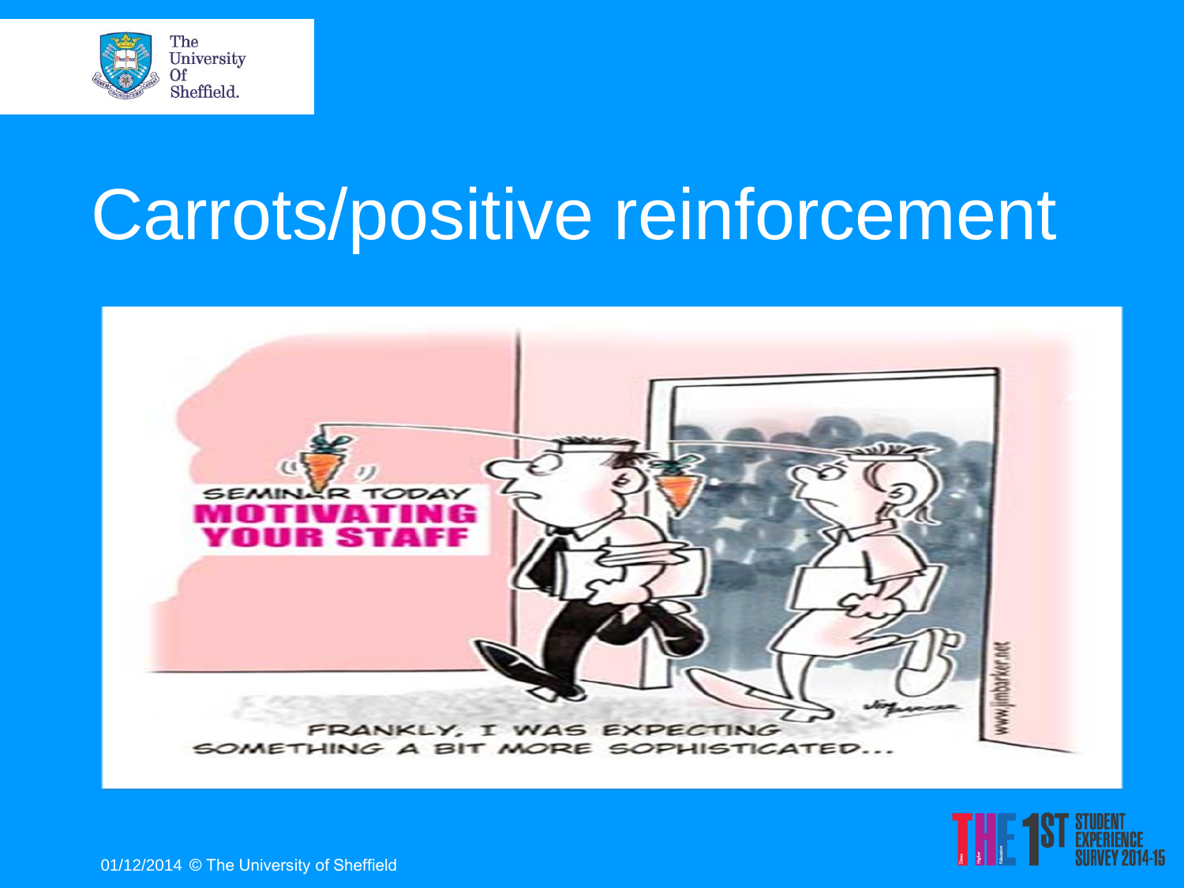# Carrots/positive reinforcement

SEMINAR TODAY
MOTIVATING YOUR STAFF

FRANKLY, I WAS EXPECTING SOMETHING A BIT MORE SOPHISTICATED...

www.jimbarker.net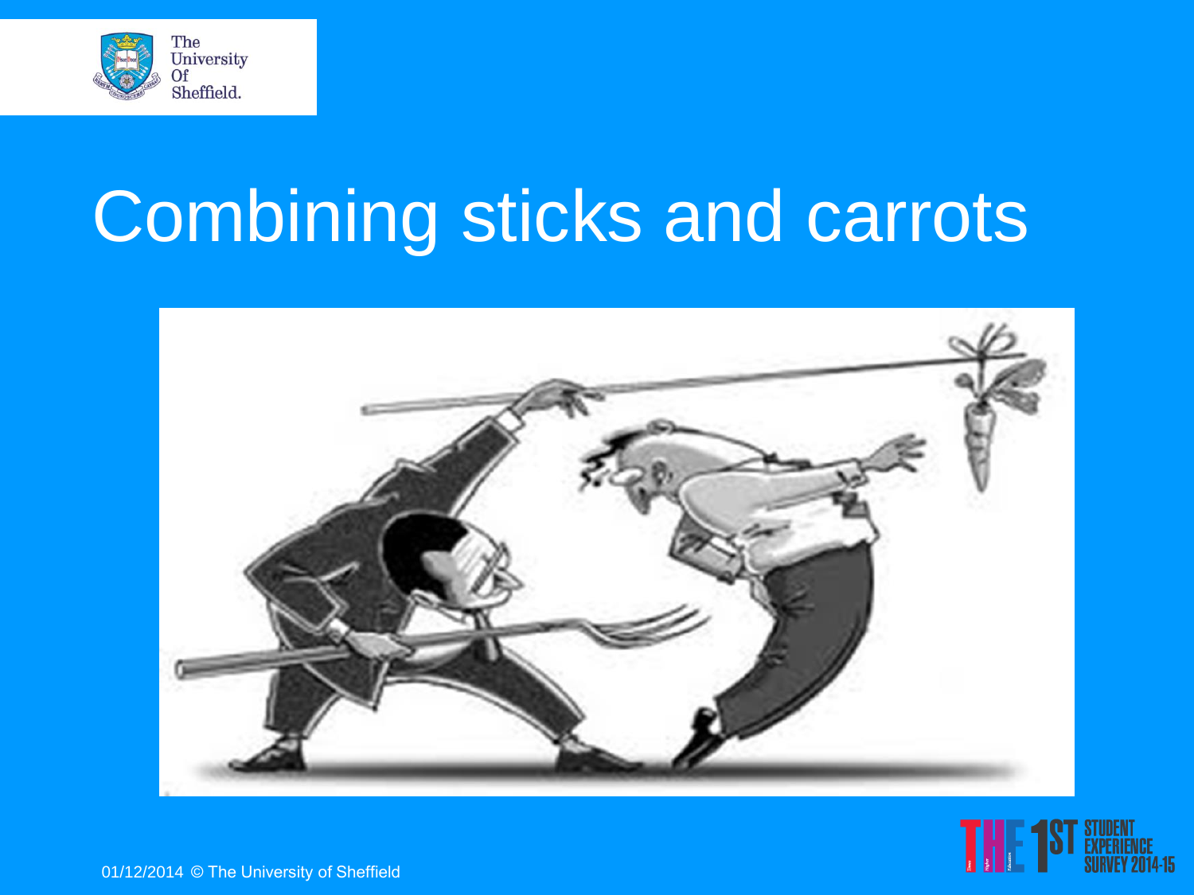# Combining sticks and carrots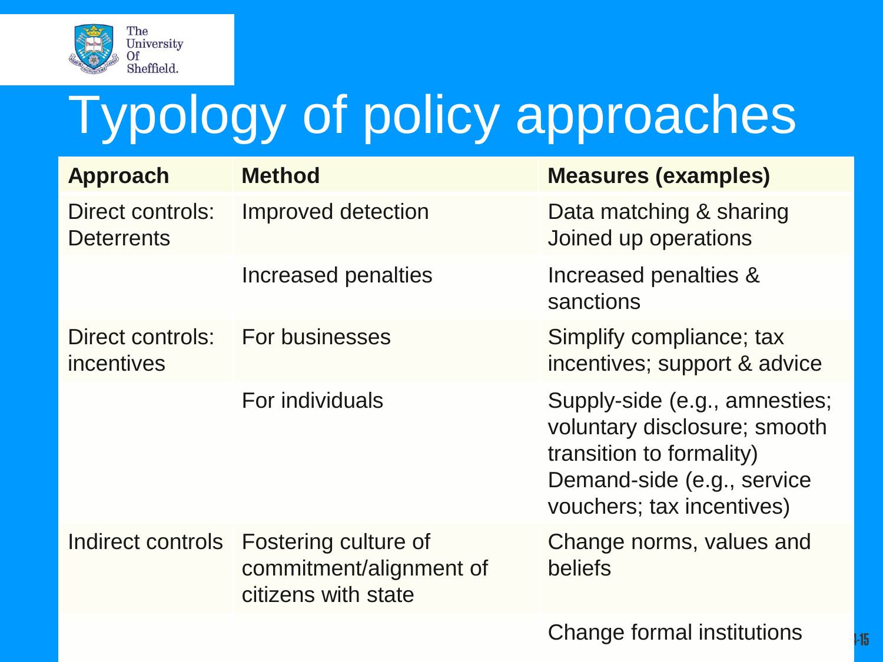# Typology of policy approaches

| Approach | Method | Measures (examples) |
|---|---|---|
| Direct controls: Deterrents | Improved detection | Data matching & sharing<br>Joined up operations |
| | Increased penalties | Increased penalties & sanctions |
| Direct controls: incentives | For businesses | Simplify compliance; tax incentives; support & advice |
| | For individuals | Supply-side (e.g., amnesties; voluntary disclosure; smooth transition to formality)<br>Demand-side (e.g., service vouchers; tax incentives) |
| Indirect controls | Fostering culture of commitment/alignment of citizens with state | Change norms, values and beliefs |
| | | Change formal institutions |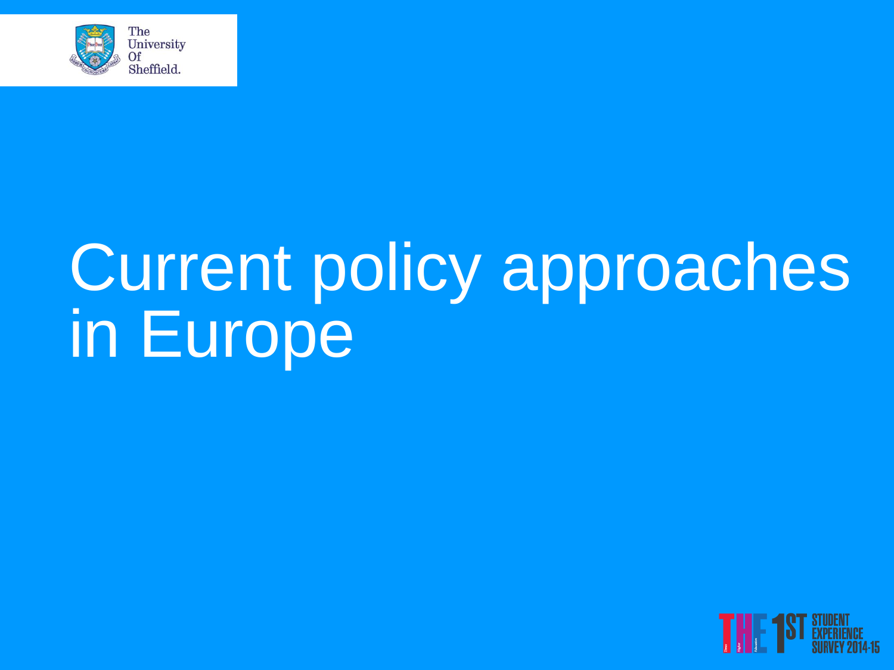# Current policy approaches in Europe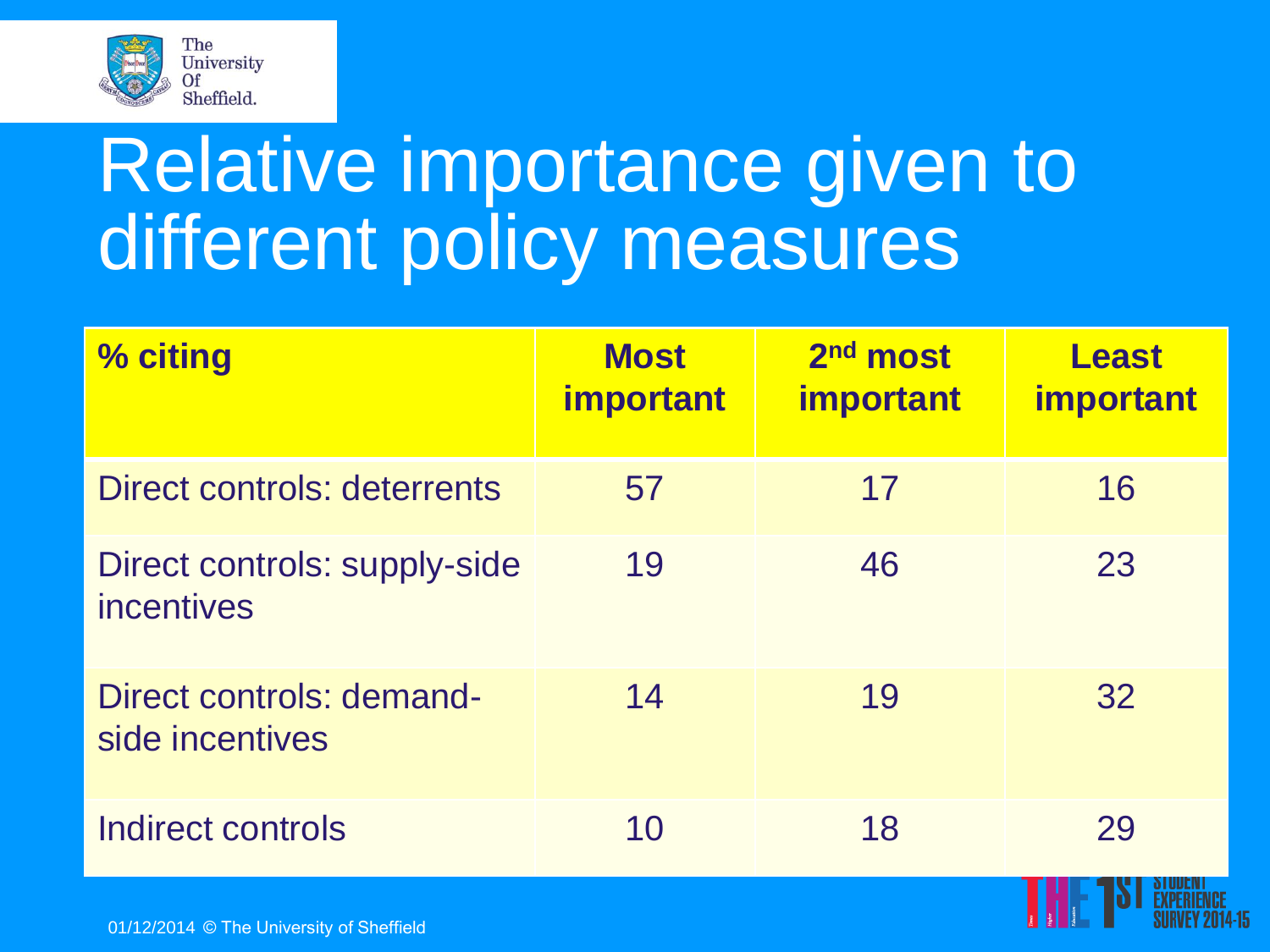# Relative importance given to different policy measures

| % citing | Most important | 2nd most important | Least important |
|---|---|---|---|
| Direct controls: deterrents | 57 | 17 | 16 |
| Direct controls: supply-side incentives | 19 | 46 | 23 |
| Direct controls: demand-side incentives | 14 | 19 | 32 |
| Indirect controls | 10 | 18 | 29 |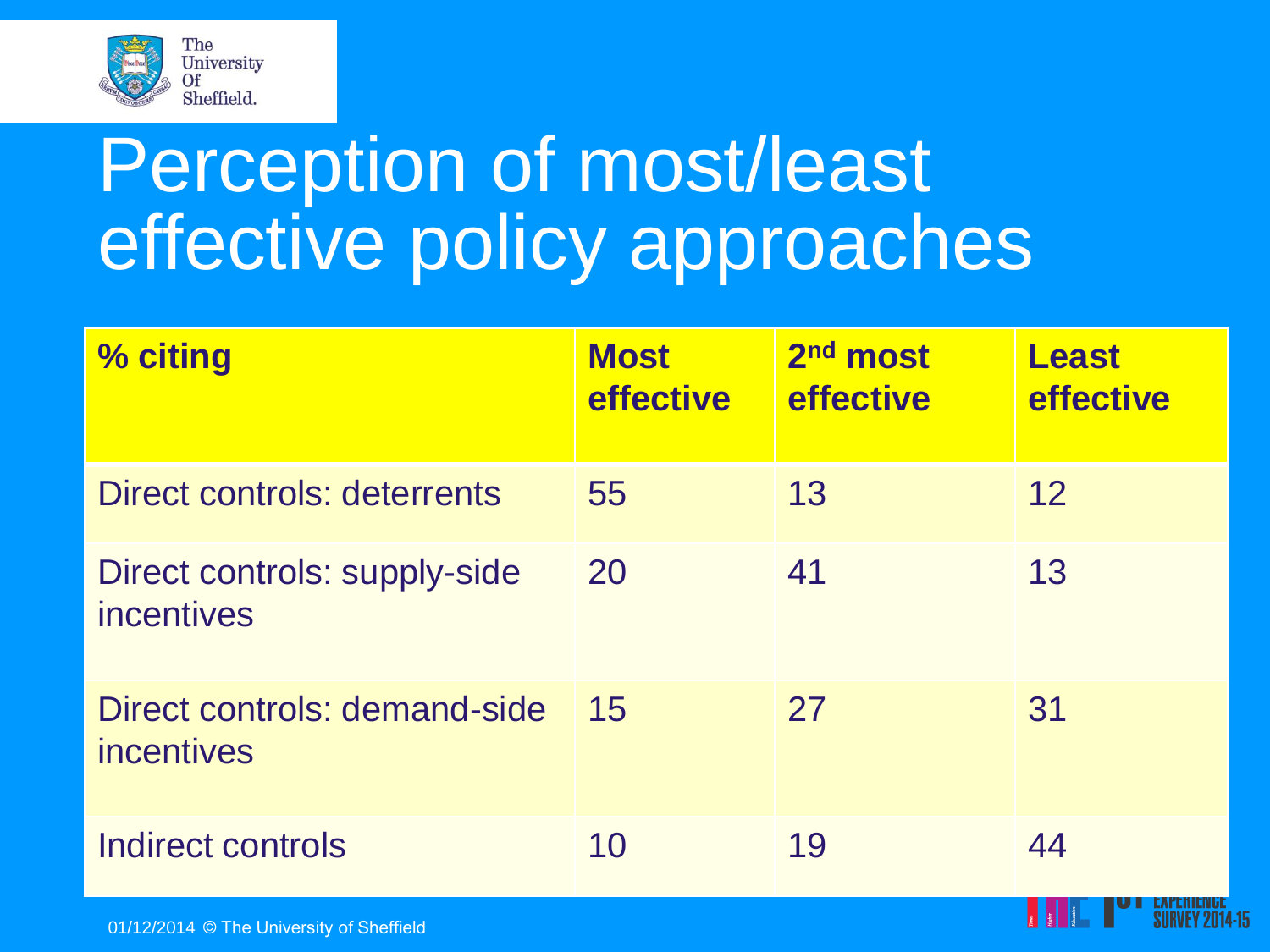# Perception of most/least effective policy approaches

| % citing | Most effective | 2nd most effective | Least effective |
|---|---|---|---|
| Direct controls: deterrents | 55 | 13 | 12 |
| Direct controls: supply-side incentives | 20 | 41 | 13 |
| Direct controls: demand-side incentives | 15 | 27 | 31 |
| Indirect controls | 10 | 19 | 44 |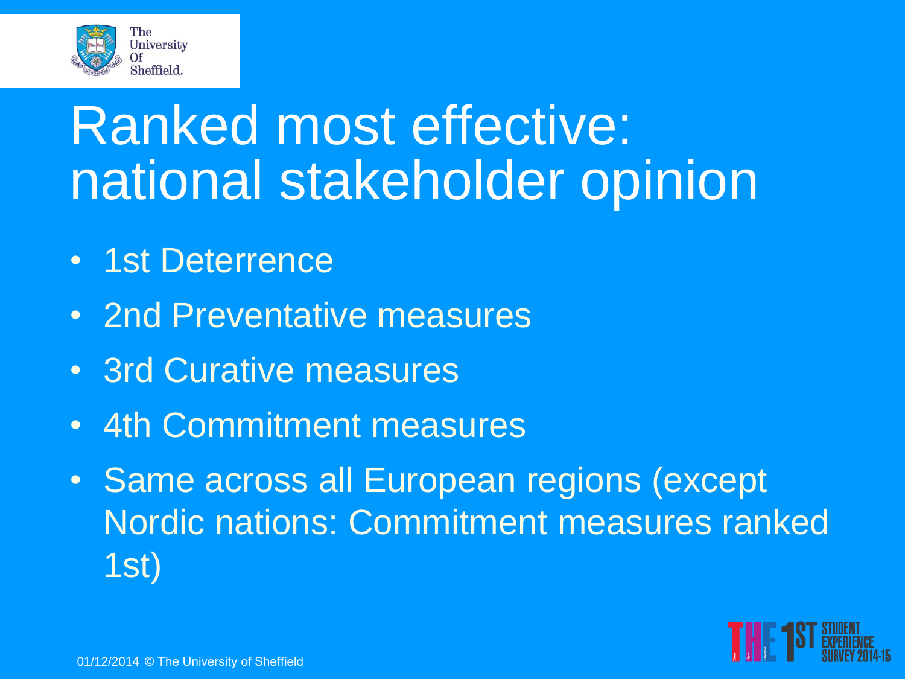# Ranked most effective: national stakeholder opinion

- 1st Deterrence
- 2nd Preventative measures
- 3rd Curative measures
- 4th Commitment measures
- Same across all European regions (except Nordic nations: Commitment measures ranked 1st)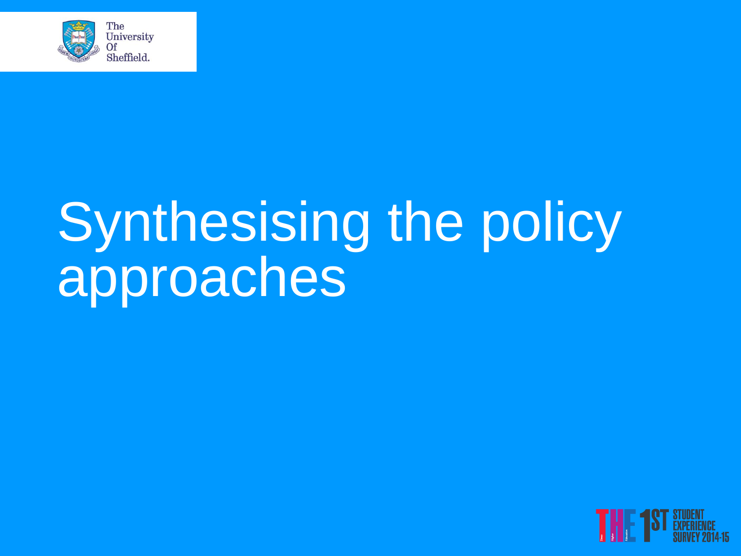# Synthesising the policy approaches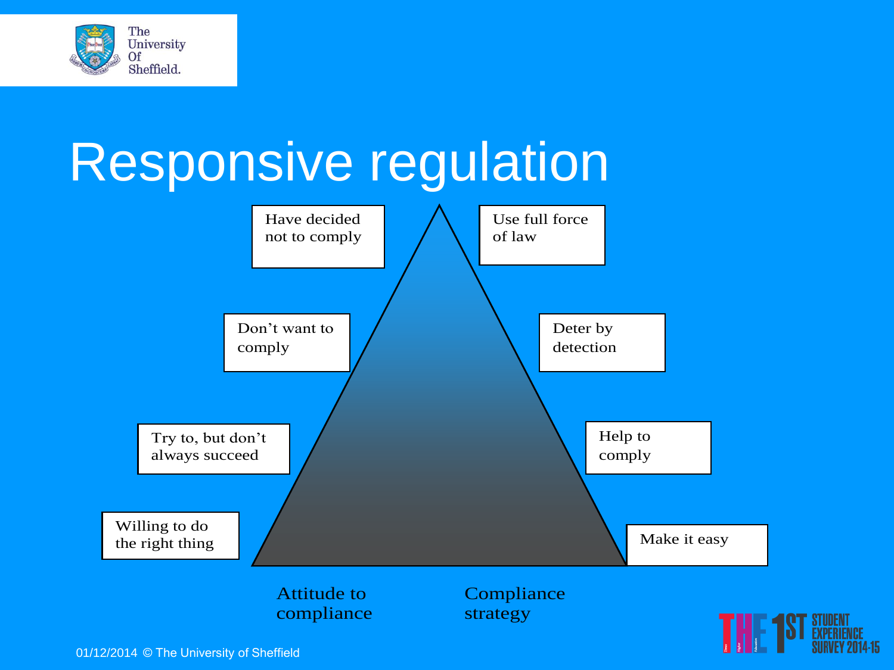# Responsive regulation

| Attitude to compliance | Compliance strategy |
| --- | --- |
| Have decided not to comply | Use full force of law |
| Don't want to comply | Deter by detection |
| Try to, but don't always succeed | Help to comply |
| Willing to do the right thing | Make it easy |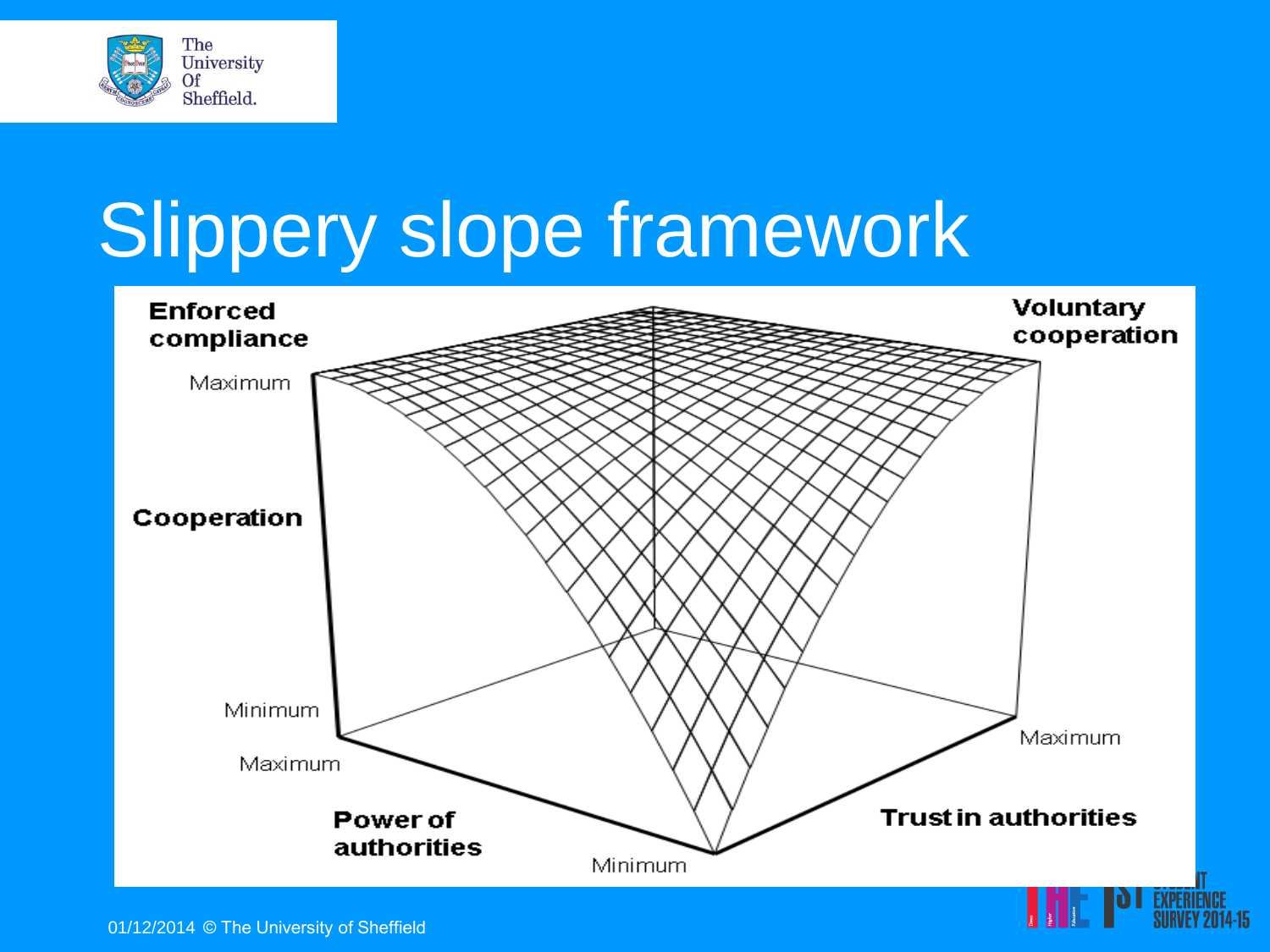# Slippery slope framework

Enforced compliance

Voluntary cooperation

Maximum

Cooperation

Minimum

Maximum

Power of authorities

Minimum

Trust in authorities

Maximum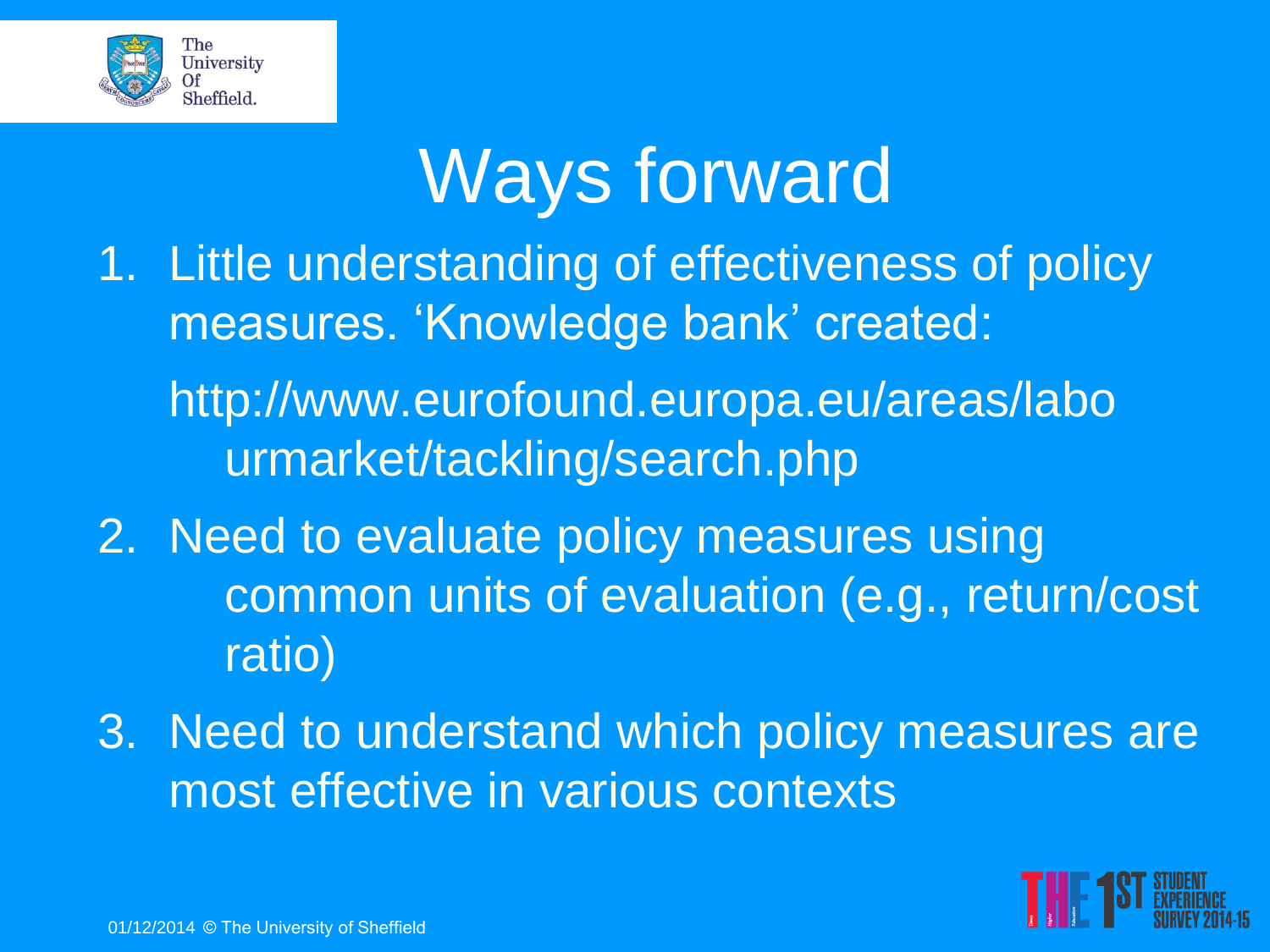# Ways forward

1. Little understanding of effectiveness of policy measures. 'Knowledge bank' created:

   http://www.eurofound.europa.eu/areas/labourmarket/tackling/search.php

2. Need to evaluate policy measures using common units of evaluation (e.g., return/cost ratio)

3. Need to understand which policy measures are most effective in various contexts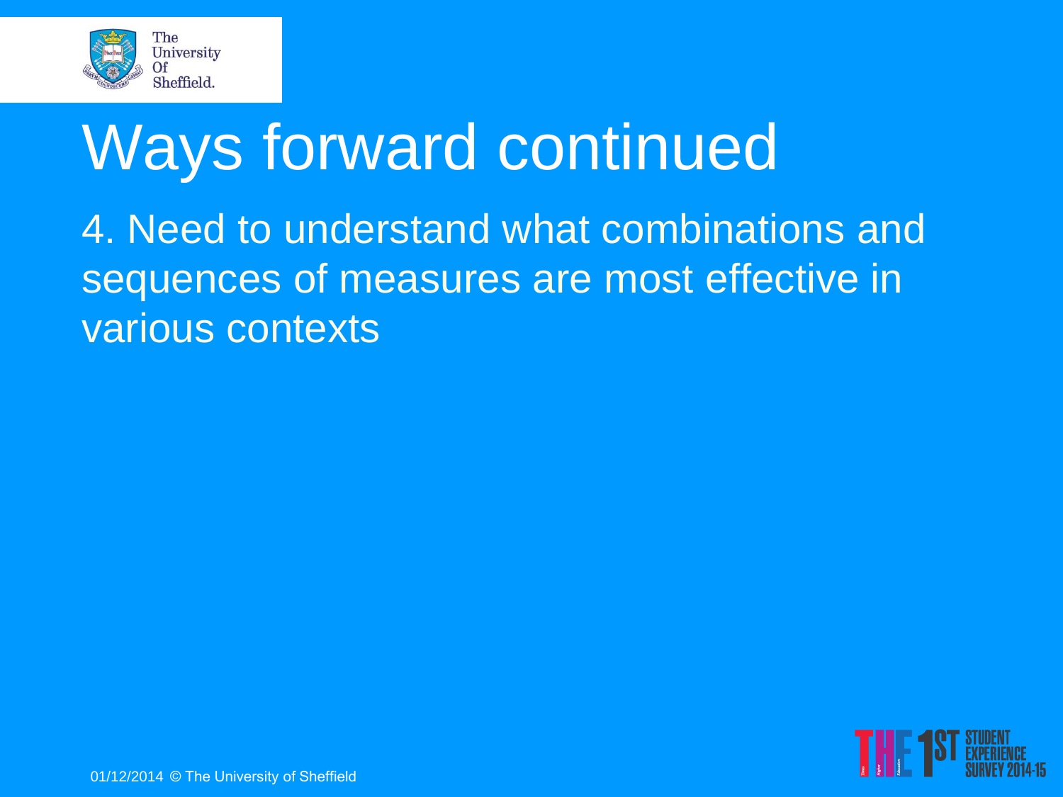# Ways forward continued

4. Need to understand what combinations and sequences of measures are most effective in various contexts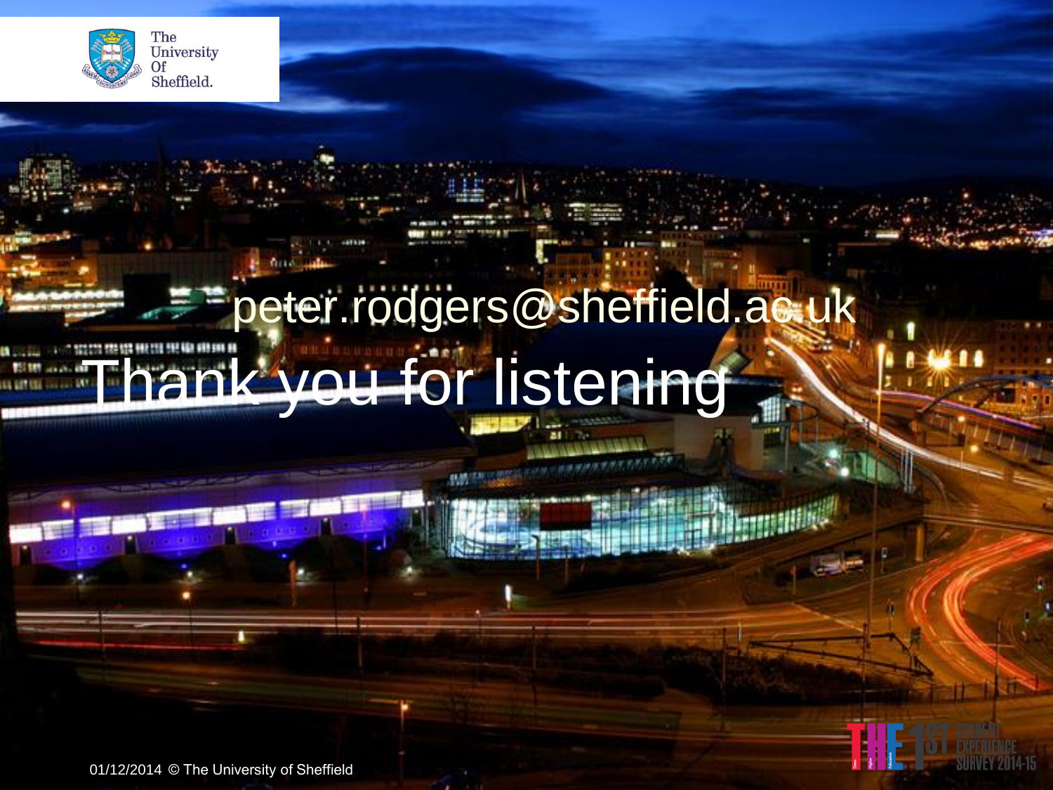peter.rodgers@sheffield.ac.uk

# Thank you for listening